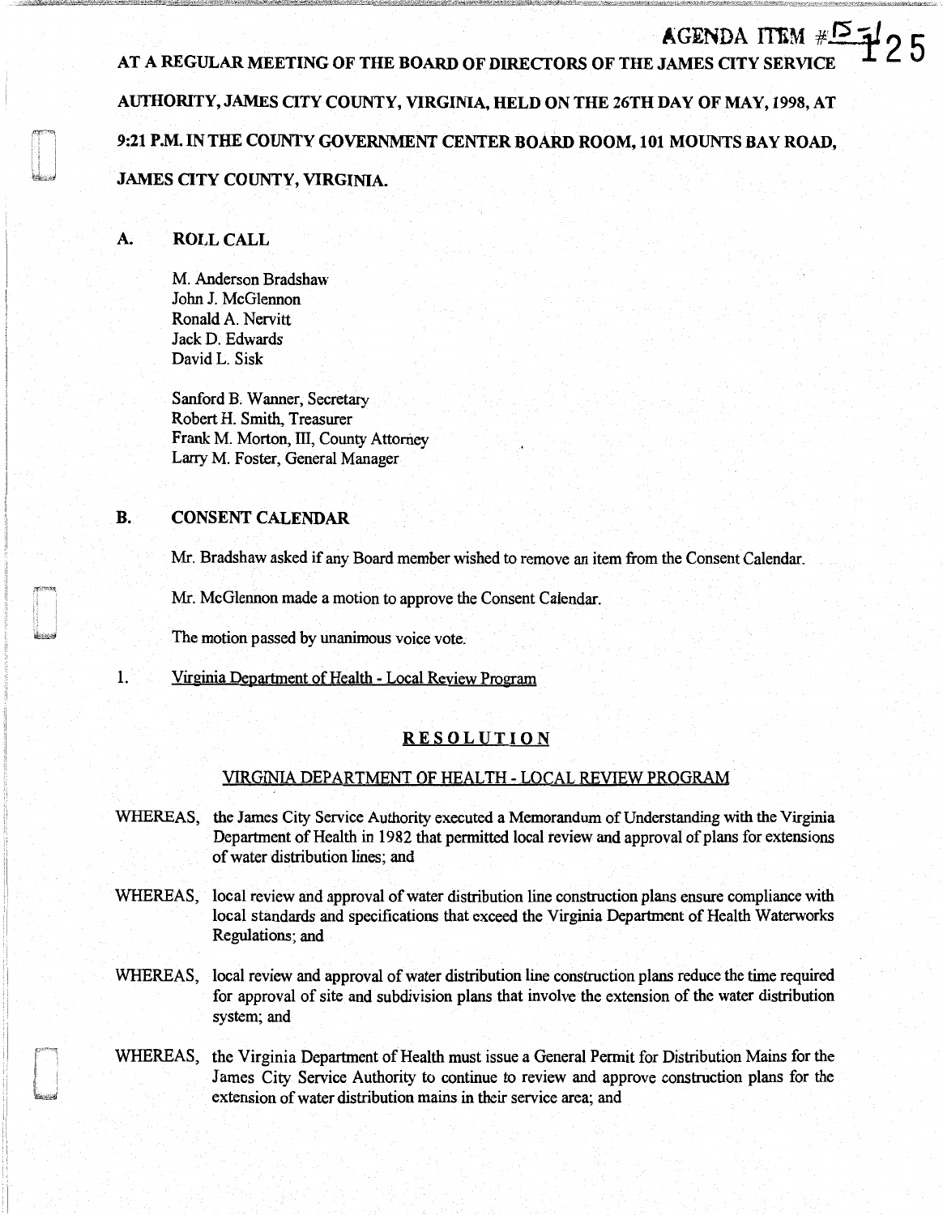AGENDA ITEM #15-1

AT A REGULAR MEETING OF THE BOARD OF DIRECTORS OF THE JAMES CITY SERVICE AUTHORITY, JAMES CITY COUNTY, VIRGINIA, HELD ON THE 26TH DAY OF MAY, 1998, AT 9:21 P.M. IN THE COUNTY GOVERNMENT CENTER BOARD ROOM, 101 MOUNTS BAY ROAD, JAMES CITY COUNTY, VIRGINIA.

## A. ROLL CALL

M. Anderson Bradshaw
John J. McGlennon
Ronald A. Nervitt
Jack D. Edwards
David L. Sisk

Sanford B. Wanner, Secretary
Robert H. Smith, Treasurer
Frank M. Morton, III, County Attorney
Larry M. Foster, General Manager

## B. CONSENT CALENDAR

Mr. Bradshaw asked if any Board member wished to remove an item from the Consent Calendar.

Mr. McGlennon made a motion to approve the Consent Calendar.

The motion passed by unanimous voice vote.

1. Virginia Department of Health - Local Review Program

**RESOLUTION**

VIRGINIA DEPARTMENT OF HEALTH - LOCAL REVIEW PROGRAM

WHEREAS, the James City Service Authority executed a Memorandum of Understanding with the Virginia Department of Health in 1982 that permitted local review and approval of plans for extensions of water distribution lines; and

WHEREAS, local review and approval of water distribution line construction plans ensure compliance with local standards and specifications that exceed the Virginia Department of Health Waterworks Regulations; and

WHEREAS, local review and approval of water distribution line construction plans reduce the time required for approval of site and subdivision plans that involve the extension of the water distribution system; and

WHEREAS, the Virginia Department of Health must issue a General Permit for Distribution Mains for the James City Service Authority to continue to review and approve construction plans for the extension of water distribution mains in their service area; and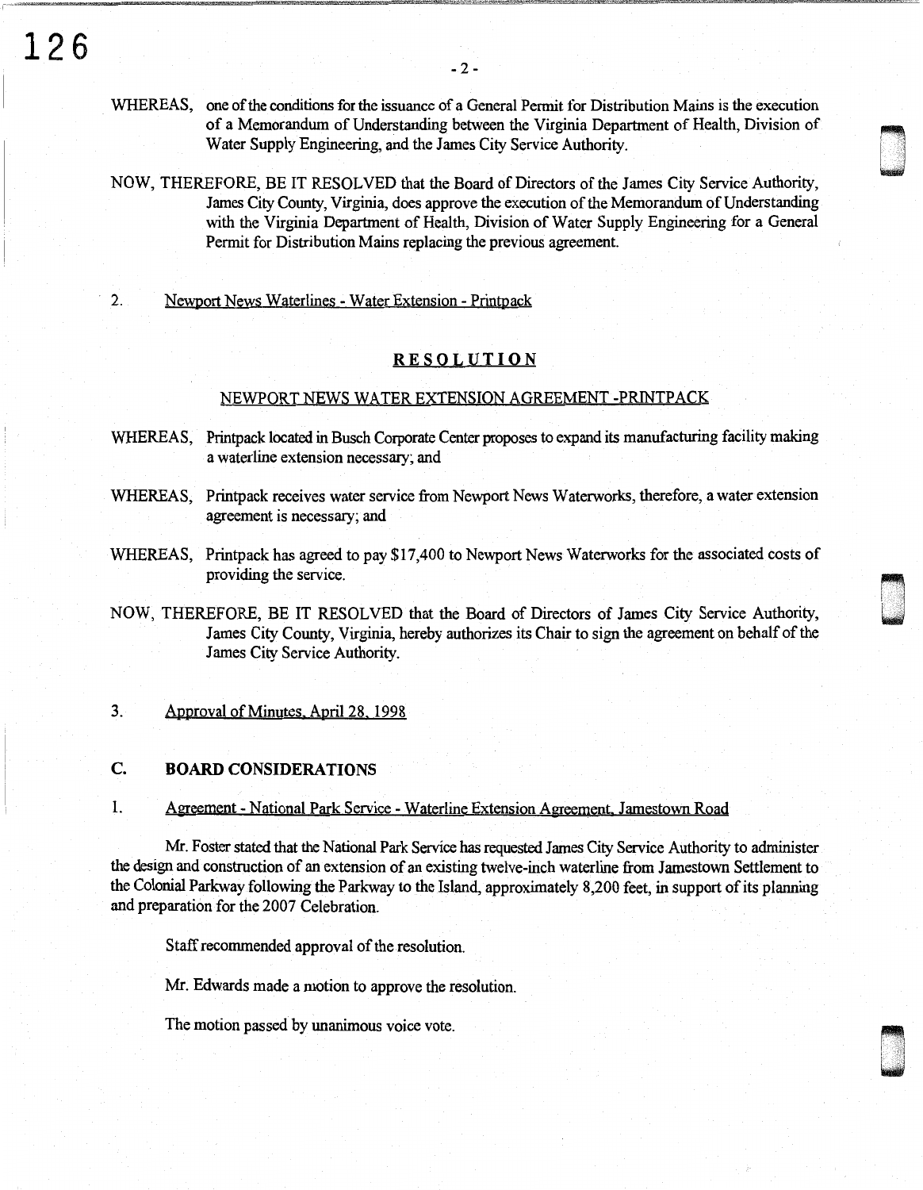WHEREAS, one of the conditions for the issuance of a General Permit for Distribution Mains is the execution of a Memorandum of Understanding between the Virginia Department of Health, Division of Water Supply Engineering, and the James City Service Authority.

NOW, THEREFORE, BE IT RESOLVED that the Board of Directors of the James City Service Authority, James City County, Virginia, does approve the execution of the Memorandum of Understanding with the Virginia Department of Health, Division of Water Supply Engineering for a General Permit for Distribution Mains replacing the previous agreement.

2. Newport News Waterlines - Water Extension - Printpack

## RESOLUTION

### NEWPORT NEWS WATER EXTENSION AGREEMENT -PRINTPACK

WHEREAS, Printpack located in Busch Corporate Center proposes to expand its manufacturing facility making a waterline extension necessary; and

WHEREAS, Printpack receives water service from Newport News Waterworks, therefore, a water extension agreement is necessary; and

WHEREAS, Printpack has agreed to pay $17,400 to Newport News Waterworks for the associated costs of providing the service.

NOW, THEREFORE, BE IT RESOLVED that the Board of Directors of James City Service Authority, James City County, Virginia, hereby authorizes its Chair to sign the agreement on behalf of the James City Service Authority.

3. Approval of Minutes, April 28, 1998

## C. BOARD CONSIDERATIONS

1. Agreement - National Park Service - Waterline Extension Agreement, Jamestown Road

Mr. Foster stated that the National Park Service has requested James City Service Authority to administer the design and construction of an extension of an existing twelve-inch waterline from Jamestown Settlement to the Colonial Parkway following the Parkway to the Island, approximately 8,200 feet, in support of its planning and preparation for the 2007 Celebration.

Staff recommended approval of the resolution.

Mr. Edwards made a motion to approve the resolution.

The motion passed by unanimous voice vote.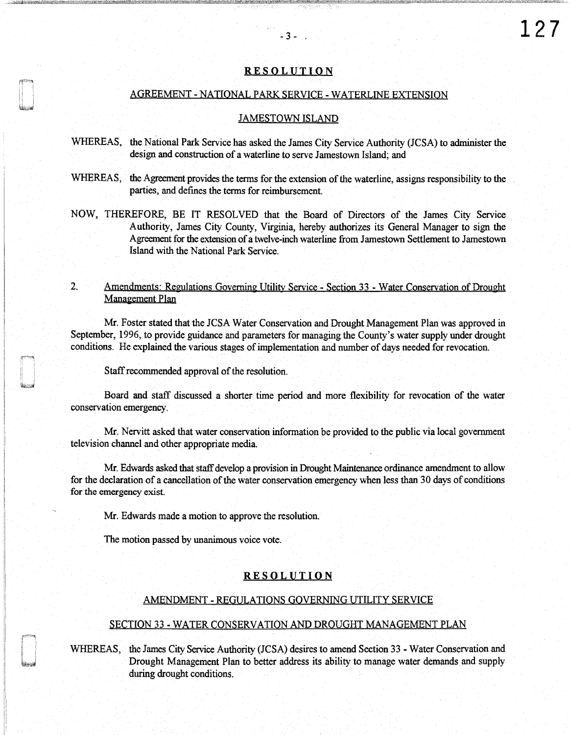## RESOLUTION

### AGREEMENT - NATIONAL PARK SERVICE - WATERLINE EXTENSION

### JAMESTOWN ISLAND

WHEREAS, the National Park Service has asked the James City Service Authority (JCSA) to administer the design and construction of a waterline to serve Jamestown Island; and

WHEREAS, the Agreement provides the terms for the extension of the waterline, assigns responsibility to the parties, and defines the terms for reimbursement.

NOW, THEREFORE, BE IT RESOLVED that the Board of Directors of the James City Service Authority, James City County, Virginia, hereby authorizes its General Manager to sign the Agreement for the extension of a twelve-inch waterline from Jamestown Settlement to Jamestown Island with the National Park Service.

2. Amendments: Regulations Governing Utility Service - Section 33 - Water Conservation of Drought Management Plan

Mr. Foster stated that the JCSA Water Conservation and Drought Management Plan was approved in September, 1996, to provide guidance and parameters for managing the County's water supply under drought conditions. He explained the various stages of implementation and number of days needed for revocation.

Staff recommended approval of the resolution.

Board and staff discussed a shorter time period and more flexibility for revocation of the water conservation emergency.

Mr. Nervitt asked that water conservation information be provided to the public via local government television channel and other appropriate media.

Mr. Edwards asked that staff develop a provision in Drought Maintenance ordinance amendment to allow for the declaration of a cancellation of the water conservation emergency when less than 30 days of conditions for the emergency exist.

Mr. Edwards made a motion to approve the resolution.

The motion passed by unanimous voice vote.

## RESOLUTION

### AMENDMENT - REGULATIONS GOVERNING UTILITY SERVICE

### SECTION 33 - WATER CONSERVATION AND DROUGHT MANAGEMENT PLAN

WHEREAS, the James City Service Authority (JCSA) desires to amend Section 33 - Water Conservation and Drought Management Plan to better address its ability to manage water demands and supply during drought conditions.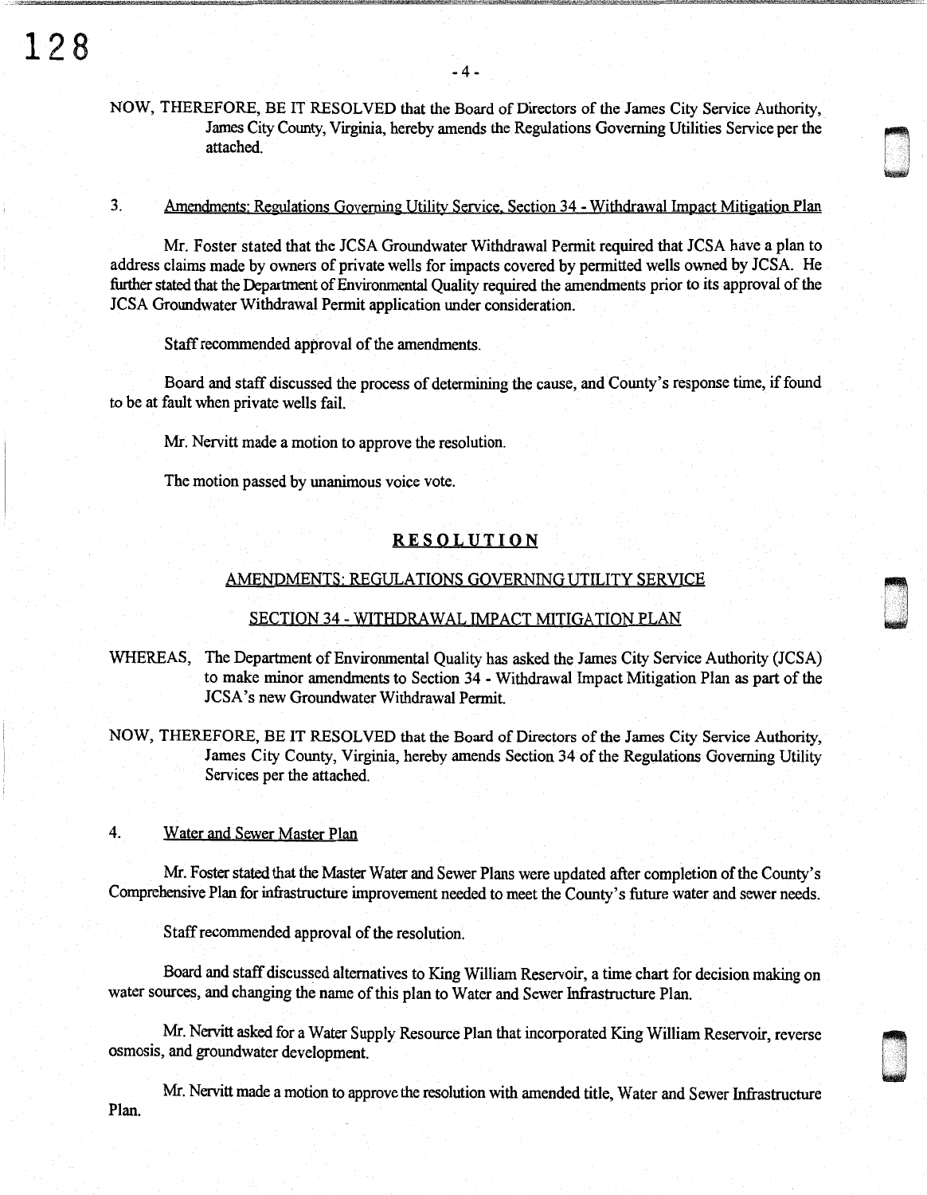NOW, THEREFORE, BE IT RESOLVED that the Board of Directors of the James City Service Authority, James City County, Virginia, hereby amends the Regulations Governing Utilities Service per the attached.

3. Amendments: Regulations Governing Utility Service, Section 34 - Withdrawal Impact Mitigation Plan

Mr. Foster stated that the JCSA Groundwater Withdrawal Permit required that JCSA have a plan to address claims made by owners of private wells for impacts covered by permitted wells owned by JCSA. He further stated that the Department of Environmental Quality required the amendments prior to its approval of the JCSA Groundwater Withdrawal Permit application under consideration.

Staff recommended approval of the amendments.

Board and staff discussed the process of determining the cause, and County's response time, if found to be at fault when private wells fail.

Mr. Nervitt made a motion to approve the resolution.

The motion passed by unanimous voice vote.

**RESOLUTION**

AMENDMENTS: REGULATIONS GOVERNING UTILITY SERVICE

SECTION 34 - WITHDRAWAL IMPACT MITIGATION PLAN

WHEREAS, The Department of Environmental Quality has asked the James City Service Authority (JCSA) to make minor amendments to Section 34 - Withdrawal Impact Mitigation Plan as part of the JCSA's new Groundwater Withdrawal Permit.

NOW, THEREFORE, BE IT RESOLVED that the Board of Directors of the James City Service Authority, James City County, Virginia, hereby amends Section 34 of the Regulations Governing Utility Services per the attached.

4. Water and Sewer Master Plan

Mr. Foster stated that the Master Water and Sewer Plans were updated after completion of the County's Comprehensive Plan for infrastructure improvement needed to meet the County's future water and sewer needs.

Staff recommended approval of the resolution.

Board and staff discussed alternatives to King William Reservoir, a time chart for decision making on water sources, and changing the name of this plan to Water and Sewer Infrastructure Plan.

Mr. Nervitt asked for a Water Supply Resource Plan that incorporated King William Reservoir, reverse osmosis, and groundwater development.

Mr. Nervitt made a motion to approve the resolution with amended title, Water and Sewer Infrastructure Plan.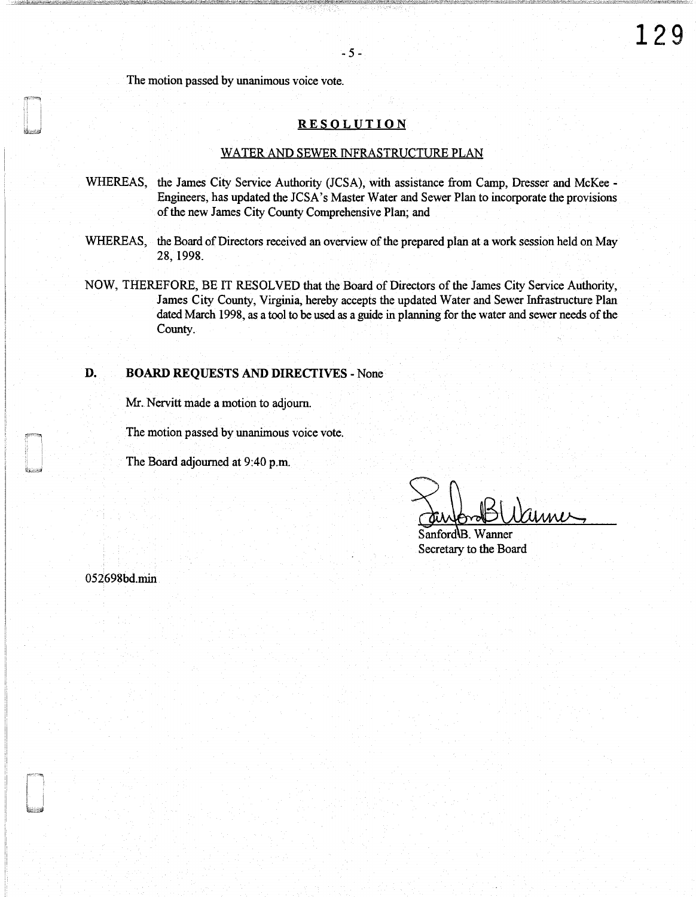The motion passed by unanimous voice vote.

**RESOLUTION**

WATER AND SEWER INFRASTRUCTURE PLAN

WHEREAS, the James City Service Authority (JCSA), with assistance from Camp, Dresser and McKee - Engineers, has updated the JCSA's Master Water and Sewer Plan to incorporate the provisions of the new James City County Comprehensive Plan; and

WHEREAS, the Board of Directors received an overview of the prepared plan at a work session held on May 28, 1998.

NOW, THEREFORE, BE IT RESOLVED that the Board of Directors of the James City Service Authority, James City County, Virginia, hereby accepts the updated Water and Sewer Infrastructure Plan dated March 1998, as a tool to be used as a guide in planning for the water and sewer needs of the County.

**D. BOARD REQUESTS AND DIRECTIVES** - None

Mr. Nervitt made a motion to adjourn.

The motion passed by unanimous voice vote.

The Board adjourned at 9:40 p.m.

Sanford B. Wanner
Secretary to the Board

052698bd.min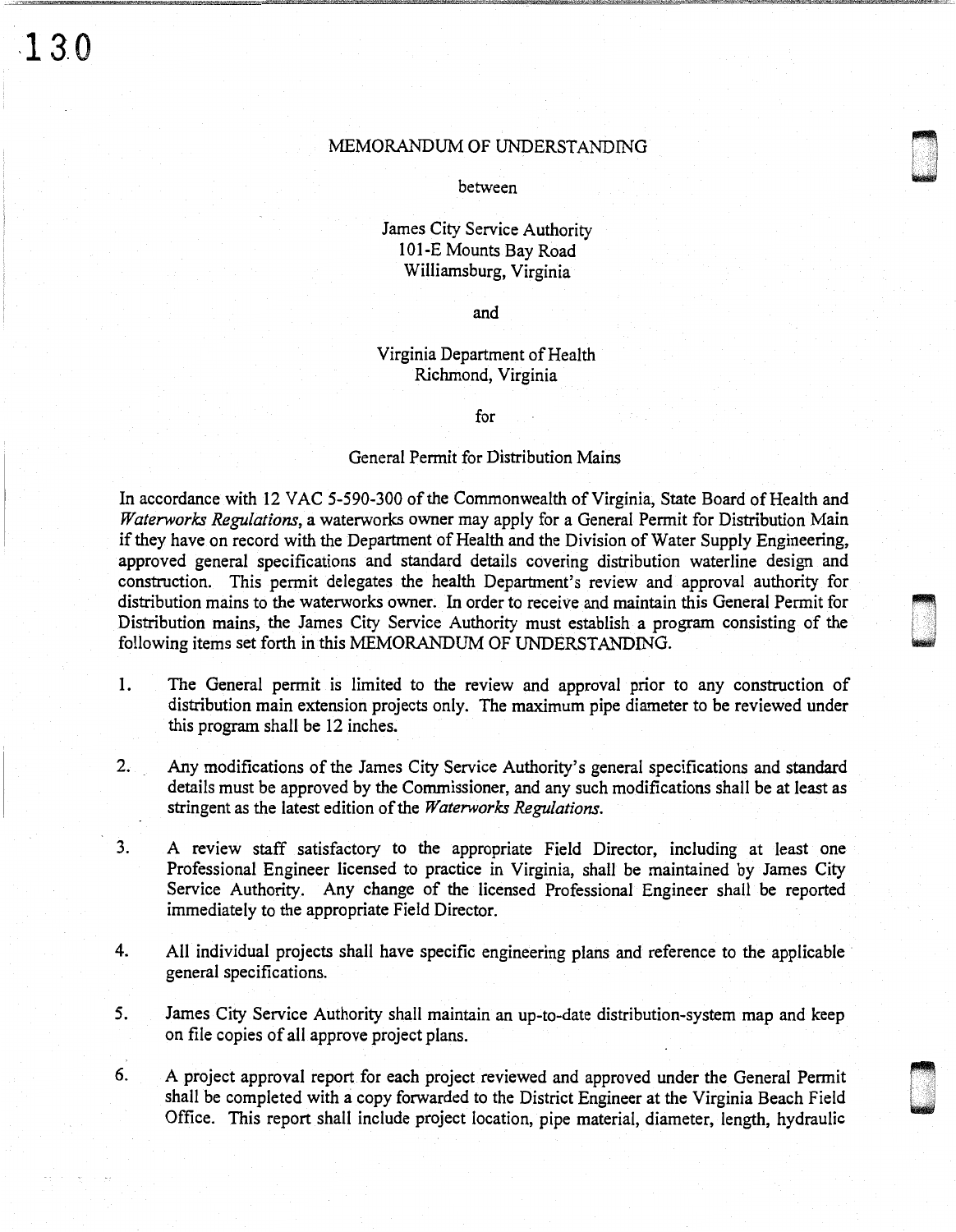MEMORANDUM OF UNDERSTANDING

between

James City Service Authority
101-E Mounts Bay Road
Williamsburg, Virginia

and

Virginia Department of Health
Richmond, Virginia

for

General Permit for Distribution Mains

In accordance with 12 VAC 5-590-300 of the Commonwealth of Virginia, State Board of Health and *Waterworks Regulations*, a waterworks owner may apply for a General Permit for Distribution Main if they have on record with the Department of Health and the Division of Water Supply Engineering, approved general specifications and standard details covering distribution waterline design and construction. This permit delegates the health Department's review and approval authority for distribution mains to the waterworks owner. In order to receive and maintain this General Permit for Distribution mains, the James City Service Authority must establish a program consisting of the following items set forth in this MEMORANDUM OF UNDERSTANDING.

1. The General permit is limited to the review and approval prior to any construction of distribution main extension projects only. The maximum pipe diameter to be reviewed under this program shall be 12 inches.

2. Any modifications of the James City Service Authority's general specifications and standard details must be approved by the Commissioner, and any such modifications shall be at least as stringent as the latest edition of the *Waterworks Regulations*.

3. A review staff satisfactory to the appropriate Field Director, including at least one Professional Engineer licensed to practice in Virginia, shall be maintained by James City Service Authority. Any change of the licensed Professional Engineer shall be reported immediately to the appropriate Field Director.

4. All individual projects shall have specific engineering plans and reference to the applicable general specifications.

5. James City Service Authority shall maintain an up-to-date distribution-system map and keep on file copies of all approve project plans.

6. A project approval report for each project reviewed and approved under the General Permit shall be completed with a copy forwarded to the District Engineer at the Virginia Beach Field Office. This report shall include project location, pipe material, diameter, length, hydraulic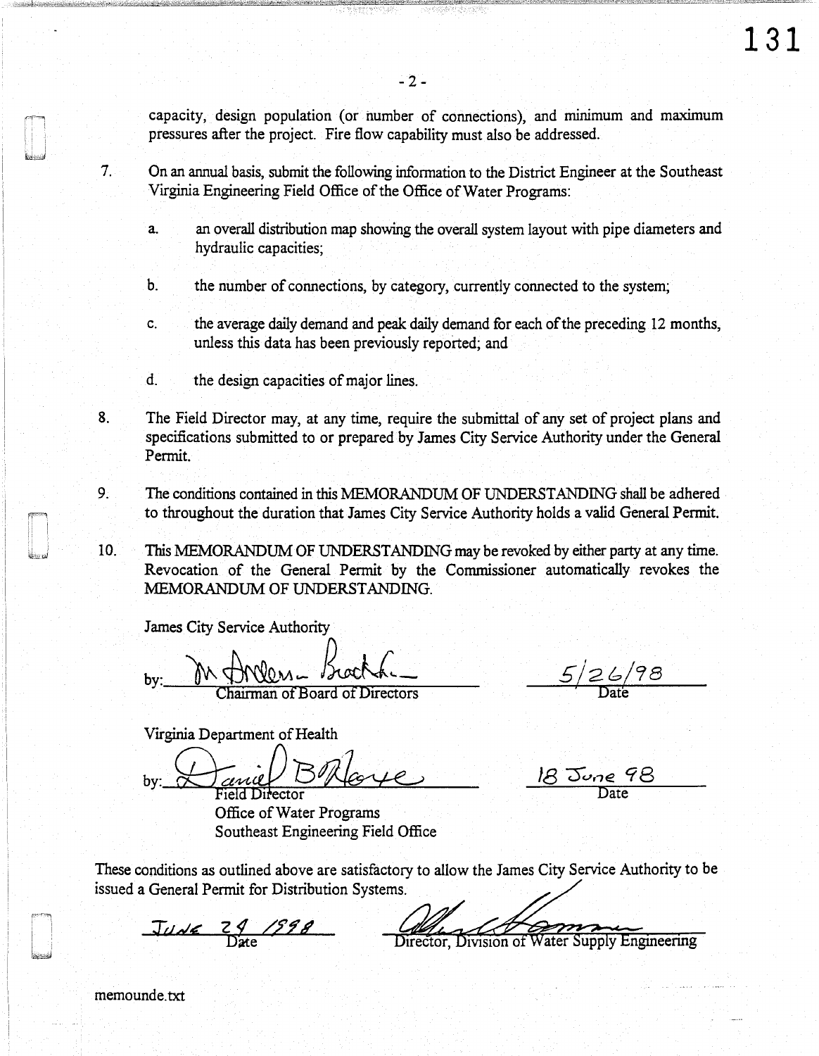capacity, design population (or number of connections), and minimum and maximum pressures after the project. Fire flow capability must also be addressed.

7. On an annual basis, submit the following information to the District Engineer at the Southeast Virginia Engineering Field Office of the Office of Water Programs:

   a. an overall distribution map showing the overall system layout with pipe diameters and hydraulic capacities;

   b. the number of connections, by category, currently connected to the system;

   c. the average daily demand and peak daily demand for each of the preceding 12 months, unless this data has been previously reported; and

   d. the design capacities of major lines.

8. The Field Director may, at any time, require the submittal of any set of project plans and specifications submitted to or prepared by James City Service Authority under the General Permit.

9. The conditions contained in this MEMORANDUM OF UNDERSTANDING shall be adhered to throughout the duration that James City Service Authority holds a valid General Permit.

10. This MEMORANDUM OF UNDERSTANDING may be revoked by either party at any time. Revocation of the General Permit by the Commissioner automatically revokes the MEMORANDUM OF UNDERSTANDING.

James City Service Authority

by: M. Anderson Bradshaw — Chairman of Board of Directors — Date: 5/26/98

Virginia Department of Health

by: Daniel B. Horne — Field Director, Office of Water Programs, Southeast Engineering Field Office — Date: 18 June 98

These conditions as outlined above are satisfactory to allow the James City Service Authority to be issued a General Permit for Distribution Systems.

Date: June 29 1998 — Director, Division of Water Supply Engineering

memounde.txt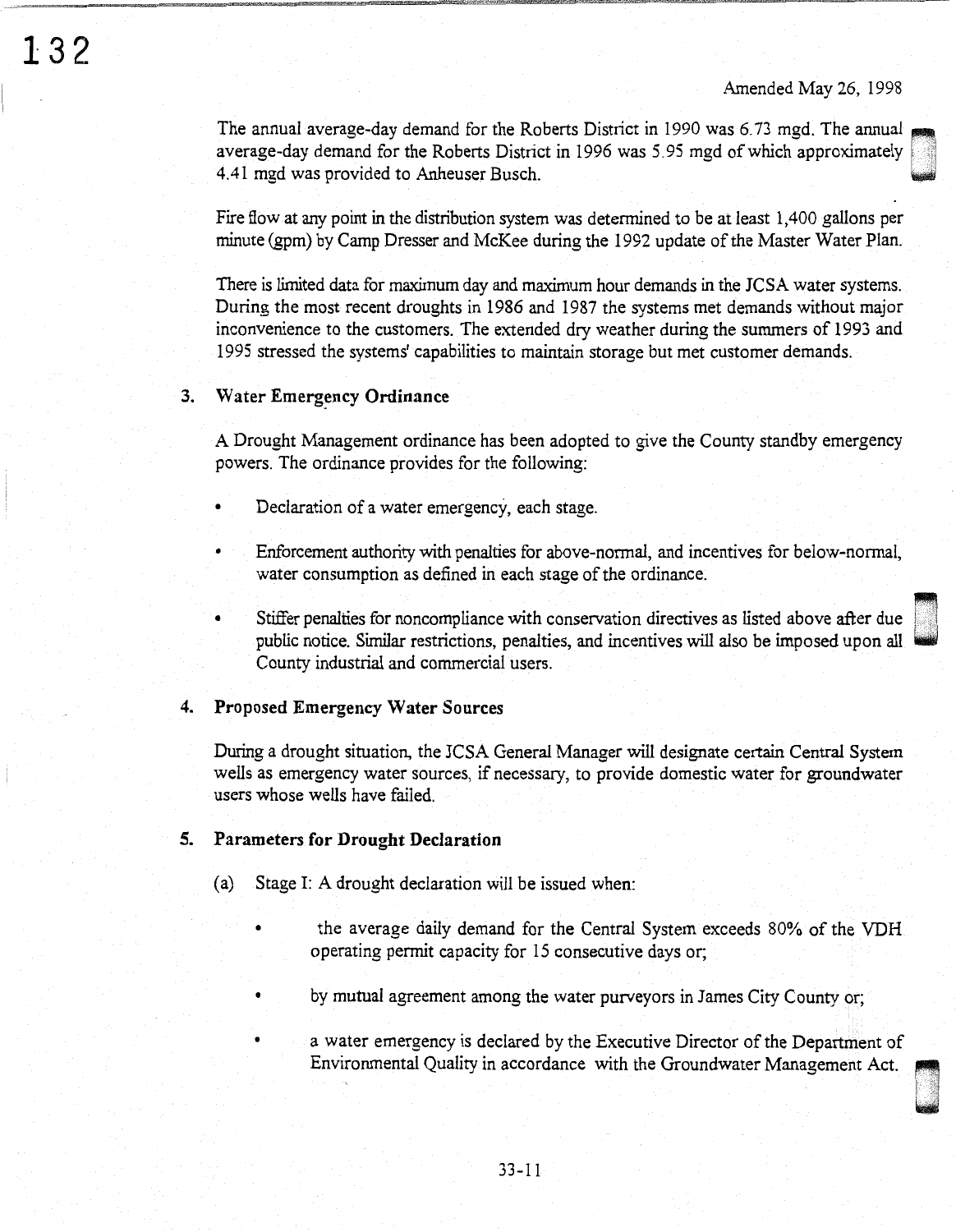Amended May 26, 1998

The annual average-day demand for the Roberts District in 1990 was 6.73 mgd. The annual average-day demand for the Roberts District in 1996 was 5.95 mgd of which approximately 4.41 mgd was provided to Anheuser Busch.

Fire flow at any point in the distribution system was determined to be at least 1,400 gallons per minute (gpm) by Camp Dresser and McKee during the 1992 update of the Master Water Plan.

There is limited data for maximum day and maximum hour demands in the JCSA water systems. During the most recent droughts in 1986 and 1987 the systems met demands without major inconvenience to the customers. The extended dry weather during the summers of 1993 and 1995 stressed the systems' capabilities to maintain storage but met customer demands.

### 3. Water Emergency Ordinance

A Drought Management ordinance has been adopted to give the County standby emergency powers. The ordinance provides for the following:

- Declaration of a water emergency, each stage.
- Enforcement authority with penalties for above-normal, and incentives for below-normal, water consumption as defined in each stage of the ordinance.
- Stiffer penalties for noncompliance with conservation directives as listed above after due public notice. Similar restrictions, penalties, and incentives will also be imposed upon all County industrial and commercial users.

### 4. Proposed Emergency Water Sources

During a drought situation, the JCSA General Manager will designate certain Central System wells as emergency water sources, if necessary, to provide domestic water for groundwater users whose wells have failed.

### 5. Parameters for Drought Declaration

(a) Stage I: A drought declaration will be issued when:

- the average daily demand for the Central System exceeds 80% of the VDH operating permit capacity for 15 consecutive days or;
- by mutual agreement among the water purveyors in James City County or;
- a water emergency is declared by the Executive Director of the Department of Environmental Quality in accordance with the Groundwater Management Act.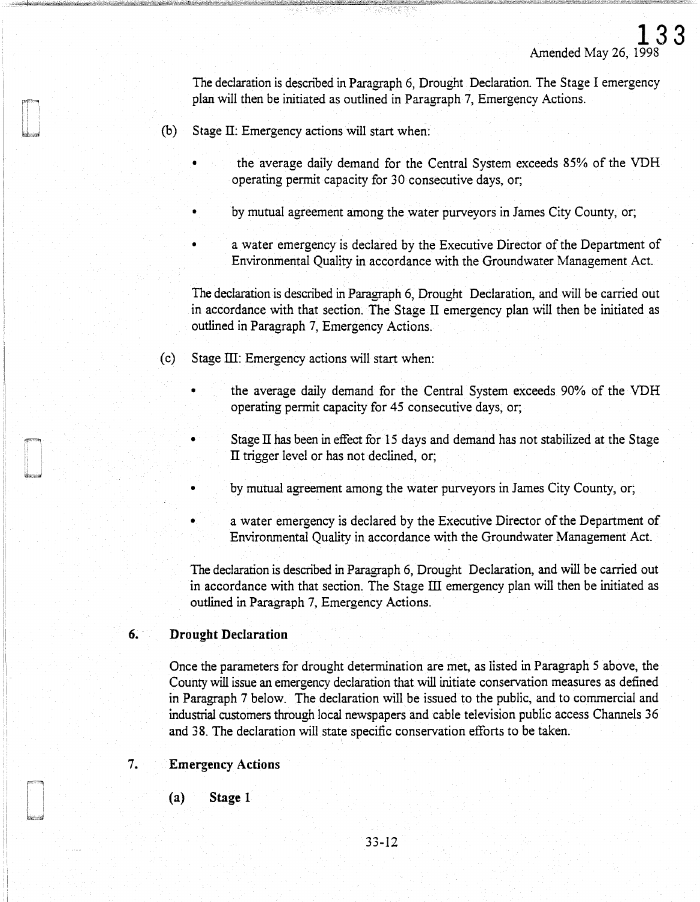Amended May 26, 1998

The declaration is described in Paragraph 6, Drought Declaration. The Stage I emergency plan will then be initiated as outlined in Paragraph 7, Emergency Actions.

(b) Stage II: Emergency actions will start when:

- the average daily demand for the Central System exceeds 85% of the VDH operating permit capacity for 30 consecutive days, or;
- by mutual agreement among the water purveyors in James City County, or;
- a water emergency is declared by the Executive Director of the Department of Environmental Quality in accordance with the Groundwater Management Act.

The declaration is described in Paragraph 6, Drought Declaration, and will be carried out in accordance with that section. The Stage II emergency plan will then be initiated as outlined in Paragraph 7, Emergency Actions.

(c) Stage III: Emergency actions will start when:

- the average daily demand for the Central System exceeds 90% of the VDH operating permit capacity for 45 consecutive days, or;
- Stage II has been in effect for 15 days and demand has not stabilized at the Stage II trigger level or has not declined, or;
- by mutual agreement among the water purveyors in James City County, or;
- a water emergency is declared by the Executive Director of the Department of Environmental Quality in accordance with the Groundwater Management Act.

The declaration is described in Paragraph 6, Drought Declaration, and will be carried out in accordance with that section. The Stage III emergency plan will then be initiated as outlined in Paragraph 7, Emergency Actions.

## 6. Drought Declaration

Once the parameters for drought determination are met, as listed in Paragraph 5 above, the County will issue an emergency declaration that will initiate conservation measures as defined in Paragraph 7 below. The declaration will be issued to the public, and to commercial and industrial customers through local newspapers and cable television public access Channels 36 and 38. The declaration will state specific conservation efforts to be taken.

## 7. Emergency Actions

### (a) Stage 1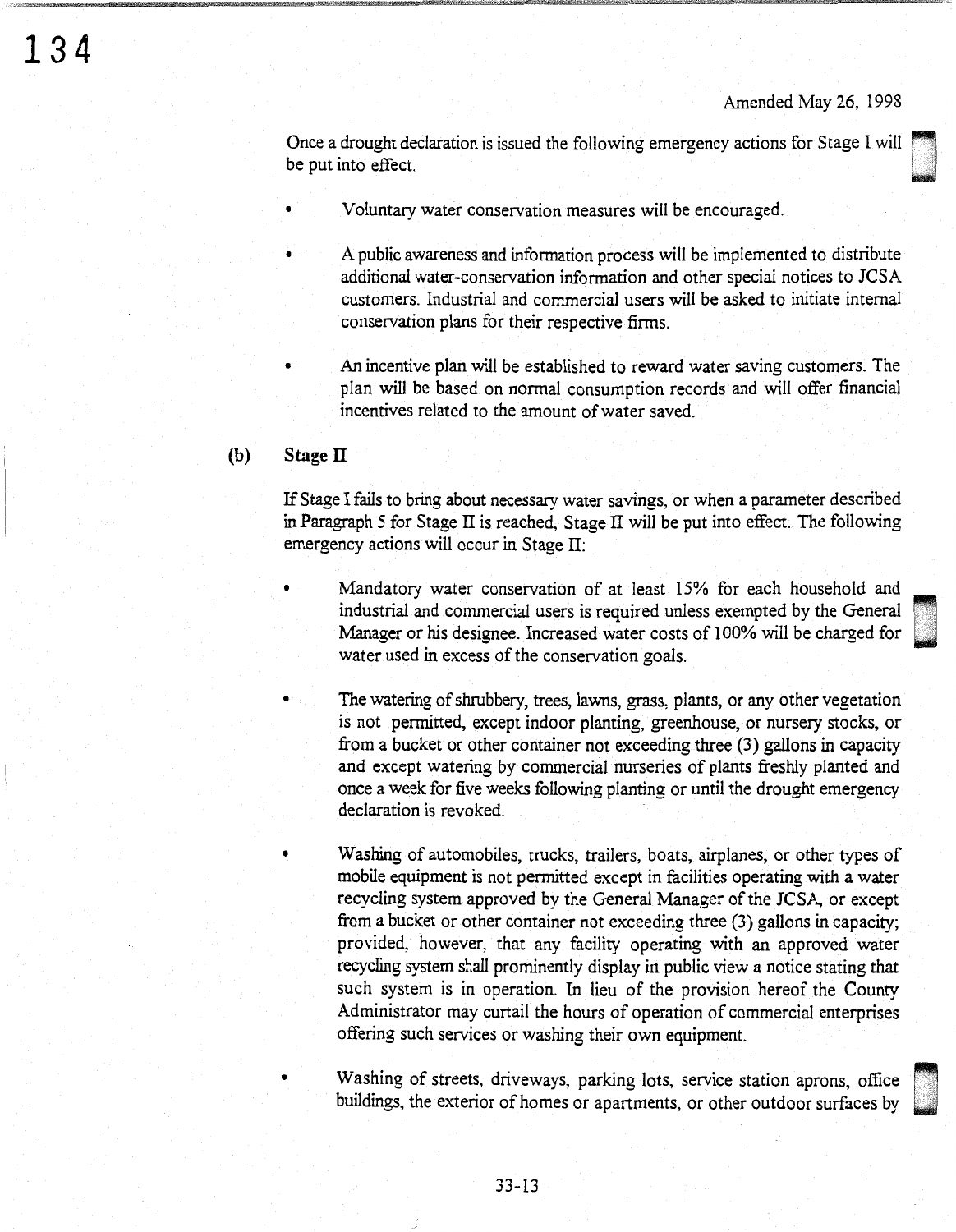Amended May 26, 1998

Once a drought declaration is issued the following emergency actions for Stage I will be put into effect.

- Voluntary water conservation measures will be encouraged.
- A public awareness and information process will be implemented to distribute additional water-conservation information and other special notices to JCSA customers. Industrial and commercial users will be asked to initiate internal conservation plans for their respective firms.
- An incentive plan will be established to reward water saving customers. The plan will be based on normal consumption records and will offer financial incentives related to the amount of water saved.

**(b) Stage II**

If Stage I fails to bring about necessary water savings, or when a parameter described in Paragraph 5 for Stage II is reached, Stage II will be put into effect. The following emergency actions will occur in Stage II:

- Mandatory water conservation of at least 15% for each household and industrial and commercial users is required unless exempted by the General Manager or his designee. Increased water costs of 100% will be charged for water used in excess of the conservation goals.
- The watering of shrubbery, trees, lawns, grass, plants, or any other vegetation is not permitted, except indoor planting, greenhouse, or nursery stocks, or from a bucket or other container not exceeding three (3) gallons in capacity and except watering by commercial nurseries of plants freshly planted and once a week for five weeks following planting or until the drought emergency declaration is revoked.
- Washing of automobiles, trucks, trailers, boats, airplanes, or other types of mobile equipment is not permitted except in facilities operating with a water recycling system approved by the General Manager of the JCSA, or except from a bucket or other container not exceeding three (3) gallons in capacity; provided, however, that any facility operating with an approved water recycling system shall prominently display in public view a notice stating that such system is in operation. In lieu of the provision hereof the County Administrator may curtail the hours of operation of commercial enterprises offering such services or washing their own equipment.
- Washing of streets, driveways, parking lots, service station aprons, office buildings, the exterior of homes or apartments, or other outdoor surfaces by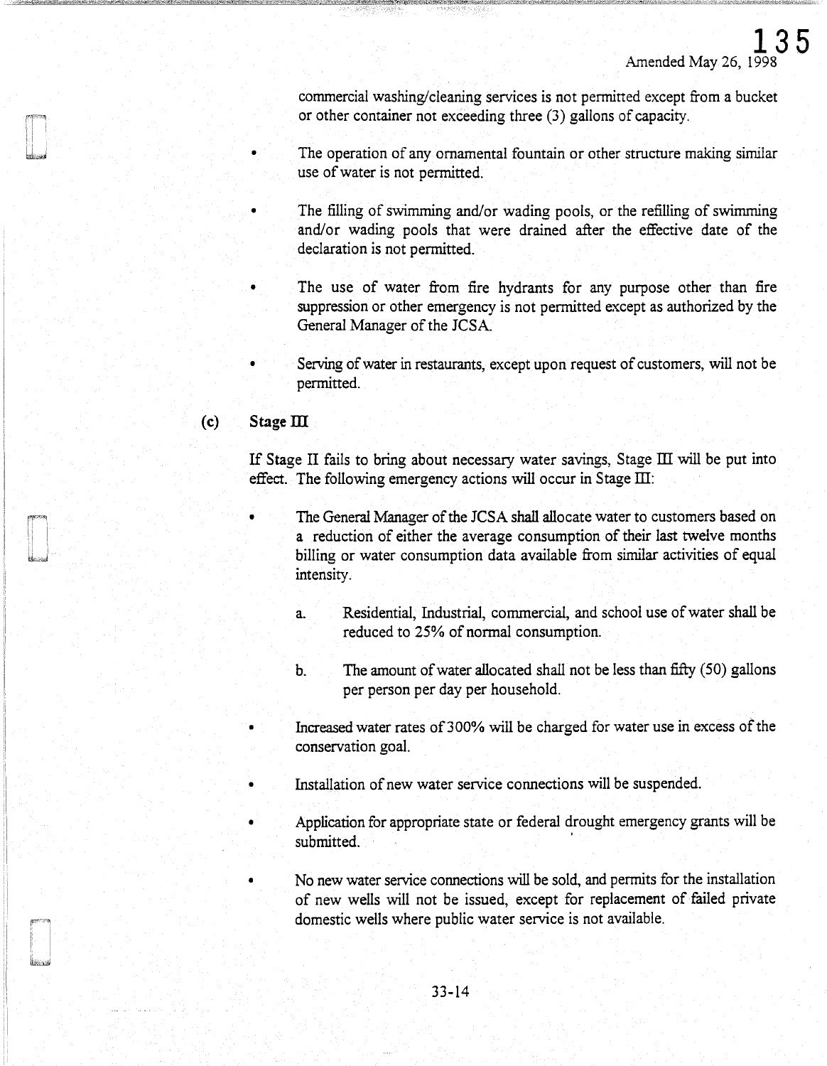commercial washing/cleaning services is not permitted except from a bucket or other container not exceeding three (3) gallons of capacity.

- The operation of any ornamental fountain or other structure making similar use of water is not permitted.
- The filling of swimming and/or wading pools, or the refilling of swimming and/or wading pools that were drained after the effective date of the declaration is not permitted.
- The use of water from fire hydrants for any purpose other than fire suppression or other emergency is not permitted except as authorized by the General Manager of the JCSA.
- Serving of water in restaurants, except upon request of customers, will not be permitted.

(c) **Stage III**

If Stage II fails to bring about necessary water savings, Stage III will be put into effect. The following emergency actions will occur in Stage III:

- The General Manager of the JCSA shall allocate water to customers based on a reduction of either the average consumption of their last twelve months billing or water consumption data available from similar activities of equal intensity.

  a. Residential, Industrial, commercial, and school use of water shall be reduced to 25% of normal consumption.

  b. The amount of water allocated shall not be less than fifty (50) gallons per person per day per household.

- Increased water rates of 300% will be charged for water use in excess of the conservation goal.
- Installation of new water service connections will be suspended.
- Application for appropriate state or federal drought emergency grants will be submitted.
- No new water service connections will be sold, and permits for the installation of new wells will not be issued, except for replacement of failed private domestic wells where public water service is not available.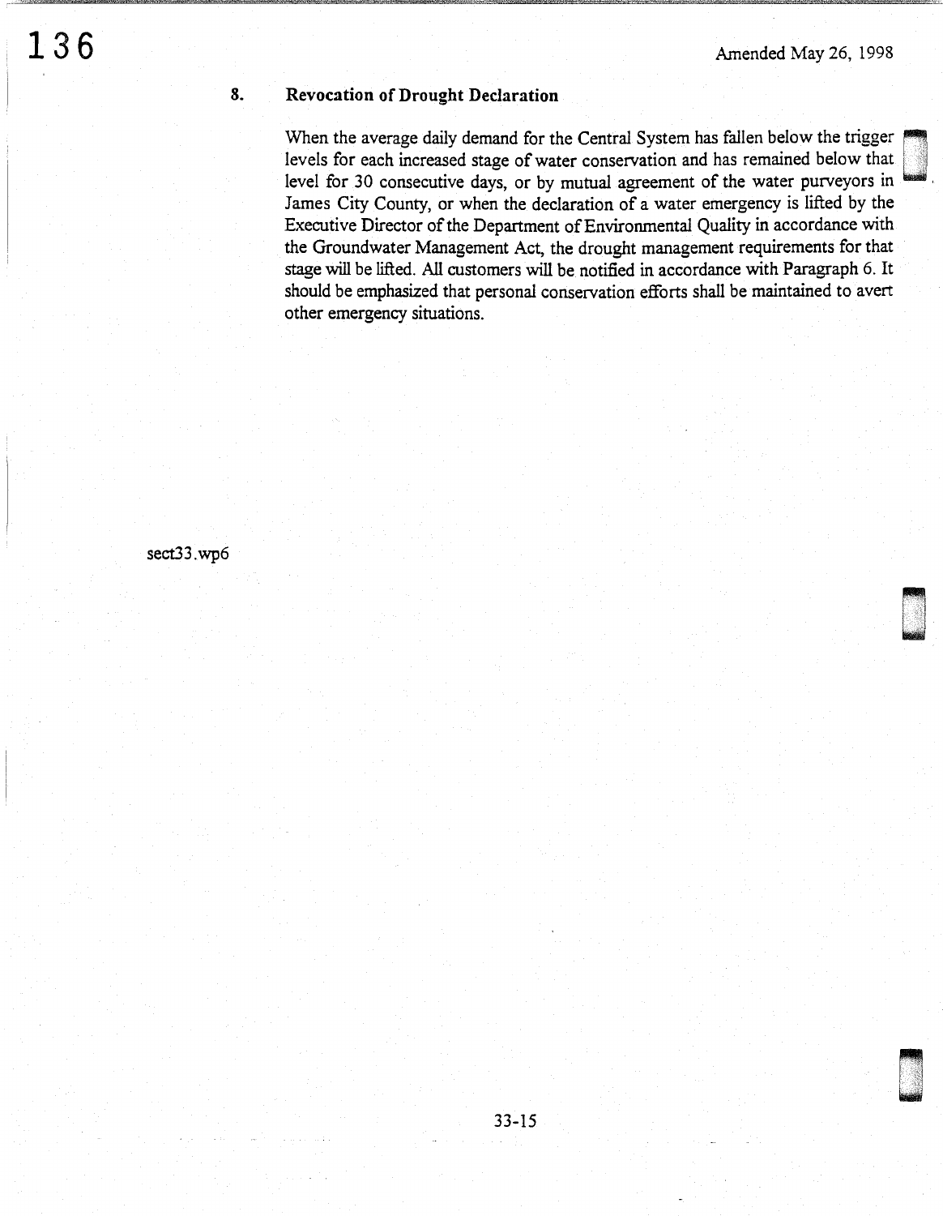## 8. Revocation of Drought Declaration

When the average daily demand for the Central System has fallen below the trigger levels for each increased stage of water conservation and has remained below that level for 30 consecutive days, or by mutual agreement of the water purveyors in James City County, or when the declaration of a water emergency is lifted by the Executive Director of the Department of Environmental Quality in accordance with the Groundwater Management Act, the drought management requirements for that stage will be lifted. All customers will be notified in accordance with Paragraph 6. It should be emphasized that personal conservation efforts shall be maintained to avert other emergency situations.

sect33.wp6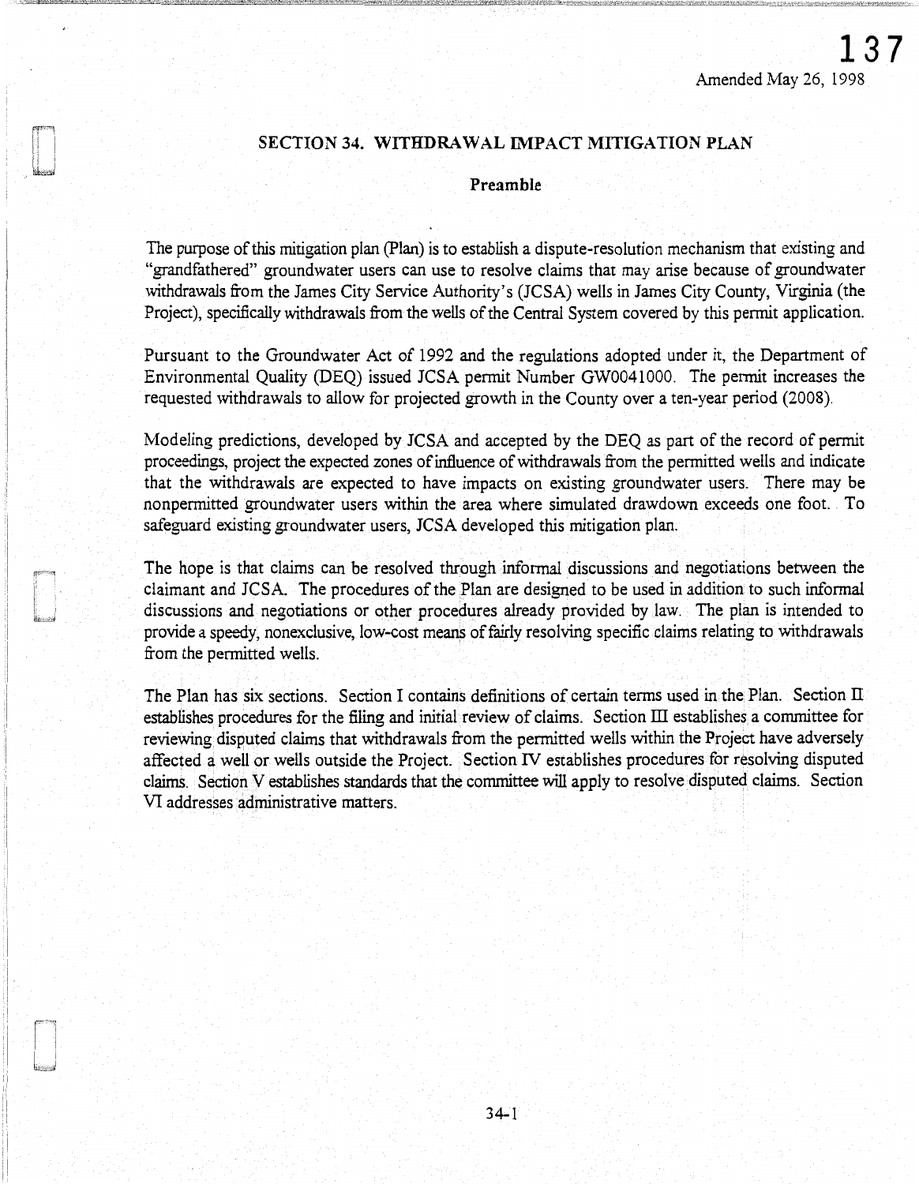Amended May 26, 1998

## SECTION 34. WITHDRAWAL IMPACT MITIGATION PLAN

### Preamble

The purpose of this mitigation plan (Plan) is to establish a dispute-resolution mechanism that existing and "grandfathered" groundwater users can use to resolve claims that may arise because of groundwater withdrawals from the James City Service Authority's (JCSA) wells in James City County, Virginia (the Project), specifically withdrawals from the wells of the Central System covered by this permit application.

Pursuant to the Groundwater Act of 1992 and the regulations adopted under it, the Department of Environmental Quality (DEQ) issued JCSA permit Number GW0041000. The permit increases the requested withdrawals to allow for projected growth in the County over a ten-year period (2008).

Modeling predictions, developed by JCSA and accepted by the DEQ as part of the record of permit proceedings, project the expected zones of influence of withdrawals from the permitted wells and indicate that the withdrawals are expected to have impacts on existing groundwater users. There may be nonpermitted groundwater users within the area where simulated drawdown exceeds one foot. To safeguard existing groundwater users, JCSA developed this mitigation plan.

The hope is that claims can be resolved through informal discussions and negotiations between the claimant and JCSA. The procedures of the Plan are designed to be used in addition to such informal discussions and negotiations or other procedures already provided by law. The plan is intended to provide a speedy, nonexclusive, low-cost means of fairly resolving specific claims relating to withdrawals from the permitted wells.

The Plan has six sections. Section I contains definitions of certain terms used in the Plan. Section II establishes procedures for the filing and initial review of claims. Section III establishes a committee for reviewing disputed claims that withdrawals from the permitted wells within the Project have adversely affected a well or wells outside the Project. Section IV establishes procedures for resolving disputed claims. Section V establishes standards that the committee will apply to resolve disputed claims. Section VI addresses administrative matters.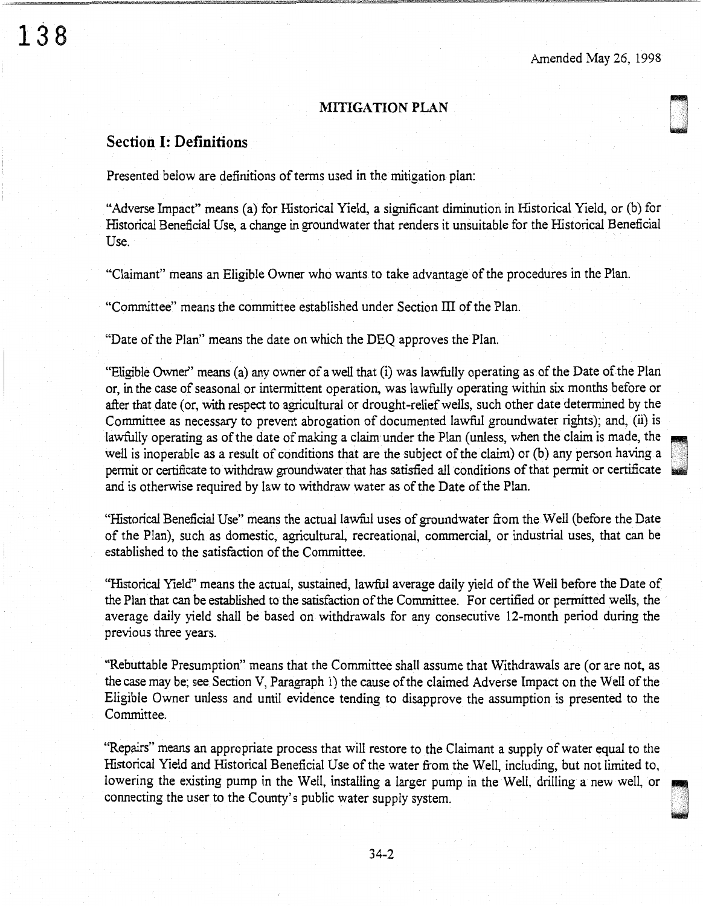Amended May 26, 1998

## MITIGATION PLAN

### Section I: Definitions

Presented below are definitions of terms used in the mitigation plan:

"Adverse Impact" means (a) for Historical Yield, a significant diminution in Historical Yield, or (b) for Historical Beneficial Use, a change in groundwater that renders it unsuitable for the Historical Beneficial Use.

"Claimant" means an Eligible Owner who wants to take advantage of the procedures in the Plan.

"Committee" means the committee established under Section III of the Plan.

"Date of the Plan" means the date on which the DEQ approves the Plan.

"Eligible Owner" means (a) any owner of a well that (i) was lawfully operating as of the Date of the Plan or, in the case of seasonal or intermittent operation, was lawfully operating within six months before or after that date (or, with respect to agricultural or drought-relief wells, such other date determined by the Committee as necessary to prevent abrogation of documented lawful groundwater rights); and, (ii) is lawfully operating as of the date of making a claim under the Plan (unless, when the claim is made, the well is inoperable as a result of conditions that are the subject of the claim) or (b) any person having a permit or certificate to withdraw groundwater that has satisfied all conditions of that permit or certificate and is otherwise required by law to withdraw water as of the Date of the Plan.

"Historical Beneficial Use" means the actual lawful uses of groundwater from the Well (before the Date of the Plan), such as domestic, agricultural, recreational, commercial, or industrial uses, that can be established to the satisfaction of the Committee.

"Historical Yield" means the actual, sustained, lawful average daily yield of the Well before the Date of the Plan that can be established to the satisfaction of the Committee. For certified or permitted wells, the average daily yield shall be based on withdrawals for any consecutive 12-month period during the previous three years.

"Rebuttable Presumption" means that the Committee shall assume that Withdrawals are (or are not, as the case may be; see Section V, Paragraph 1) the cause of the claimed Adverse Impact on the Well of the Eligible Owner unless and until evidence tending to disapprove the assumption is presented to the Committee.

"Repairs" means an appropriate process that will restore to the Claimant a supply of water equal to the Historical Yield and Historical Beneficial Use of the water from the Well, including, but not limited to, lowering the existing pump in the Well, installing a larger pump in the Well, drilling a new well, or connecting the user to the County's public water supply system.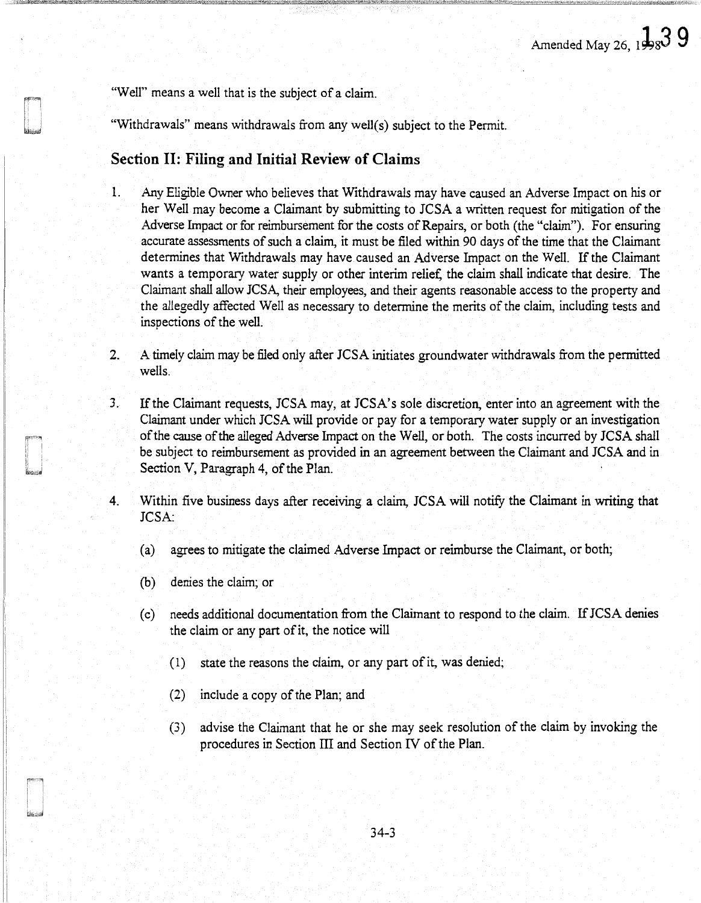"Well" means a well that is the subject of a claim.

"Withdrawals" means withdrawals from any well(s) subject to the Permit.

## Section II: Filing and Initial Review of Claims

1. Any Eligible Owner who believes that Withdrawals may have caused an Adverse Impact on his or her Well may become a Claimant by submitting to JCSA a written request for mitigation of the Adverse Impact or for reimbursement for the costs of Repairs, or both (the "claim"). For ensuring accurate assessments of such a claim, it must be filed within 90 days of the time that the Claimant determines that Withdrawals may have caused an Adverse Impact on the Well. If the Claimant wants a temporary water supply or other interim relief, the claim shall indicate that desire. The Claimant shall allow JCSA, their employees, and their agents reasonable access to the property and the allegedly affected Well as necessary to determine the merits of the claim, including tests and inspections of the well.

2. A timely claim may be filed only after JCSA initiates groundwater withdrawals from the permitted wells.

3. If the Claimant requests, JCSA may, at JCSA's sole discretion, enter into an agreement with the Claimant under which JCSA will provide or pay for a temporary water supply or an investigation of the cause of the alleged Adverse Impact on the Well, or both. The costs incurred by JCSA shall be subject to reimbursement as provided in an agreement between the Claimant and JCSA and in Section V, Paragraph 4, of the Plan.

4. Within five business days after receiving a claim, JCSA will notify the Claimant in writing that JCSA:

   (a) agrees to mitigate the claimed Adverse Impact or reimburse the Claimant, or both;

   (b) denies the claim; or

   (c) needs additional documentation from the Claimant to respond to the claim. If JCSA denies the claim or any part of it, the notice will

      (1) state the reasons the claim, or any part of it, was denied;

      (2) include a copy of the Plan; and

      (3) advise the Claimant that he or she may seek resolution of the claim by invoking the procedures in Section III and Section IV of the Plan.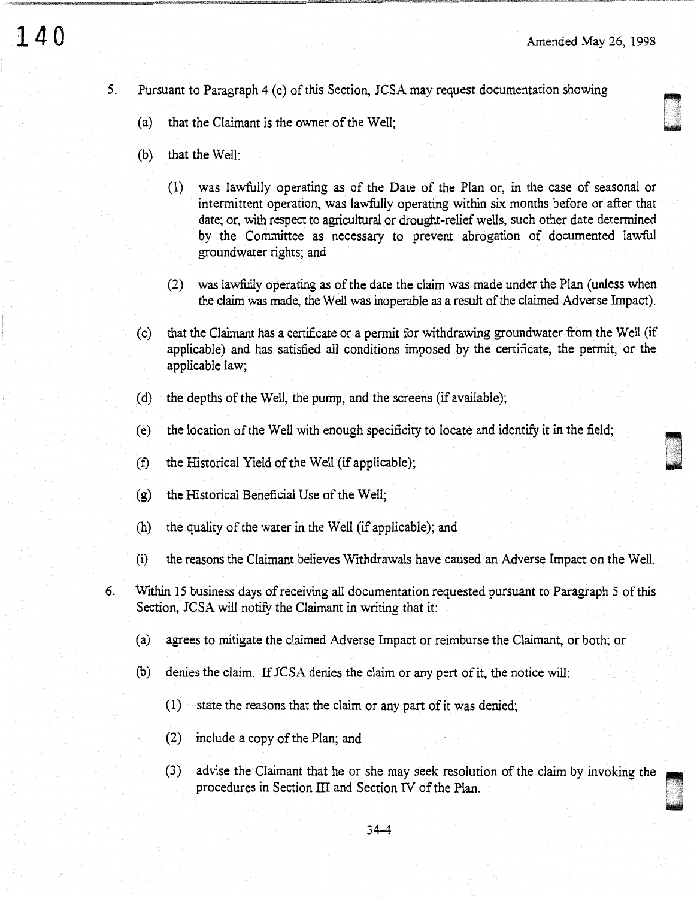5. Pursuant to Paragraph 4 (c) of this Section, JCSA may request documentation showing

   (a) that the Claimant is the owner of the Well;

   (b) that the Well:

      (1) was lawfully operating as of the Date of the Plan or, in the case of seasonal or intermittent operation, was lawfully operating within six months before or after that date; or, with respect to agricultural or drought-relief wells, such other date determined by the Committee as necessary to prevent abrogation of documented lawful groundwater rights; and

      (2) was lawfully operating as of the date the claim was made under the Plan (unless when the claim was made, the Well was inoperable as a result of the claimed Adverse Impact).

   (c) that the Claimant has a certificate or a permit for withdrawing groundwater from the Well (if applicable) and has satisfied all conditions imposed by the certificate, the permit, or the applicable law;

   (d) the depths of the Well, the pump, and the screens (if available);

   (e) the location of the Well with enough specificity to locate and identify it in the field;

   (f) the Historical Yield of the Well (if applicable);

   (g) the Historical Beneficial Use of the Well;

   (h) the quality of the water in the Well (if applicable); and

   (i) the reasons the Claimant believes Withdrawals have caused an Adverse Impact on the Well.

6. Within 15 business days of receiving all documentation requested pursuant to Paragraph 5 of this Section, JCSA will notify the Claimant in writing that it:

   (a) agrees to mitigate the claimed Adverse Impact or reimburse the Claimant, or both; or

   (b) denies the claim. If JCSA denies the claim or any pert of it, the notice will:

      (1) state the reasons that the claim or any part of it was denied;

      (2) include a copy of the Plan; and

      (3) advise the Claimant that he or she may seek resolution of the claim by invoking the procedures in Section III and Section IV of the Plan.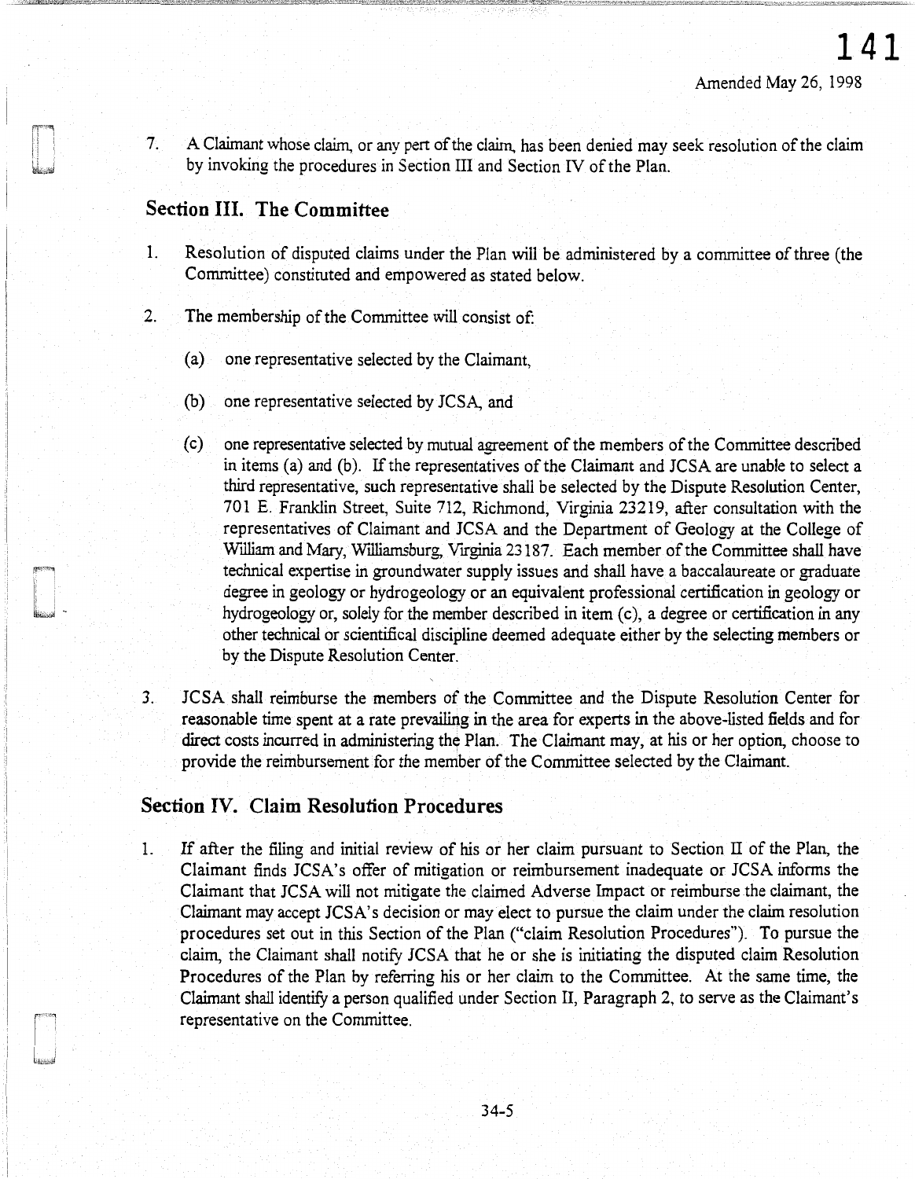7. A Claimant whose claim, or any pert of the claim, has been denied may seek resolution of the claim by invoking the procedures in Section III and Section IV of the Plan.

## Section III. The Committee

1. Resolution of disputed claims under the Plan will be administered by a committee of three (the Committee) constituted and empowered as stated below.

2. The membership of the Committee will consist of:

   (a) one representative selected by the Claimant,

   (b) one representative selected by JCSA, and

   (c) one representative selected by mutual agreement of the members of the Committee described in items (a) and (b). If the representatives of the Claimant and JCSA are unable to select a third representative, such representative shall be selected by the Dispute Resolution Center, 701 E. Franklin Street, Suite 712, Richmond, Virginia 23219, after consultation with the representatives of Claimant and JCSA and the Department of Geology at the College of William and Mary, Williamsburg, Virginia 23187. Each member of the Committee shall have technical expertise in groundwater supply issues and shall have a baccalaureate or graduate degree in geology or hydrogeology or an equivalent professional certification in geology or hydrogeology or, solely for the member described in item (c), a degree or certification in any other technical or scientifical discipline deemed adequate either by the selecting members or by the Dispute Resolution Center.

3. JCSA shall reimburse the members of the Committee and the Dispute Resolution Center for reasonable time spent at a rate prevailing in the area for experts in the above-listed fields and for direct costs incurred in administering the Plan. The Claimant may, at his or her option, choose to provide the reimbursement for the member of the Committee selected by the Claimant.

## Section IV. Claim Resolution Procedures

1. If after the filing and initial review of his or her claim pursuant to Section II of the Plan, the Claimant finds JCSA's offer of mitigation or reimbursement inadequate or JCSA informs the Claimant that JCSA will not mitigate the claimed Adverse Impact or reimburse the claimant, the Claimant may accept JCSA's decision or may elect to pursue the claim under the claim resolution procedures set out in this Section of the Plan ("claim Resolution Procedures"). To pursue the claim, the Claimant shall notify JCSA that he or she is initiating the disputed claim Resolution Procedures of the Plan by referring his or her claim to the Committee. At the same time, the Claimant shall identify a person qualified under Section II, Paragraph 2, to serve as the Claimant's representative on the Committee.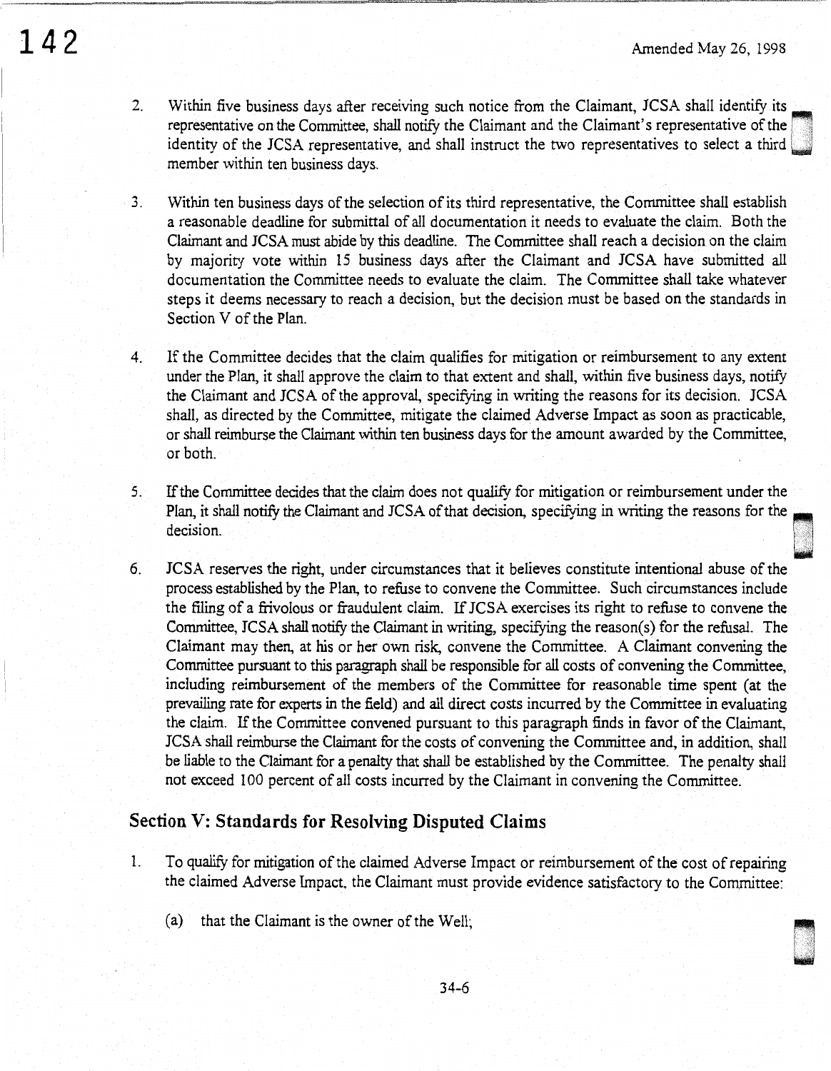2. Within five business days after receiving such notice from the Claimant, JCSA shall identify its representative on the Committee, shall notify the Claimant and the Claimant's representative of the identity of the JCSA representative, and shall instruct the two representatives to select a third member within ten business days.

3. Within ten business days of the selection of its third representative, the Committee shall establish a reasonable deadline for submittal of all documentation it needs to evaluate the claim. Both the Claimant and JCSA must abide by this deadline. The Committee shall reach a decision on the claim by majority vote within 15 business days after the Claimant and JCSA have submitted all documentation the Committee needs to evaluate the claim. The Committee shall take whatever steps it deems necessary to reach a decision, but the decision must be based on the standards in Section V of the Plan.

4. If the Committee decides that the claim qualifies for mitigation or reimbursement to any extent under the Plan, it shall approve the claim to that extent and shall, within five business days, notify the Claimant and JCSA of the approval, specifying in writing the reasons for its decision. JCSA shall, as directed by the Committee, mitigate the claimed Adverse Impact as soon as practicable, or shall reimburse the Claimant within ten business days for the amount awarded by the Committee, or both.

5. If the Committee decides that the claim does not qualify for mitigation or reimbursement under the Plan, it shall notify the Claimant and JCSA of that decision, specifying in writing the reasons for the decision.

6. JCSA reserves the right, under circumstances that it believes constitute intentional abuse of the process established by the Plan, to refuse to convene the Committee. Such circumstances include the filing of a frivolous or fraudulent claim. If JCSA exercises its right to refuse to convene the Committee, JCSA shall notify the Claimant in writing, specifying the reason(s) for the refusal. The Claimant may then, at his or her own risk, convene the Committee. A Claimant convening the Committee pursuant to this paragraph shall be responsible for all costs of convening the Committee, including reimbursement of the members of the Committee for reasonable time spent (at the prevailing rate for experts in the field) and all direct costs incurred by the Committee in evaluating the claim. If the Committee convened pursuant to this paragraph finds in favor of the Claimant, JCSA shall reimburse the Claimant for the costs of convening the Committee and, in addition, shall be liable to the Claimant for a penalty that shall be established by the Committee. The penalty shall not exceed 100 percent of all costs incurred by the Claimant in convening the Committee.

## Section V: Standards for Resolving Disputed Claims

1. To qualify for mitigation of the claimed Adverse Impact or reimbursement of the cost of repairing the claimed Adverse Impact, the Claimant must provide evidence satisfactory to the Committee:

   (a) that the Claimant is the owner of the Well;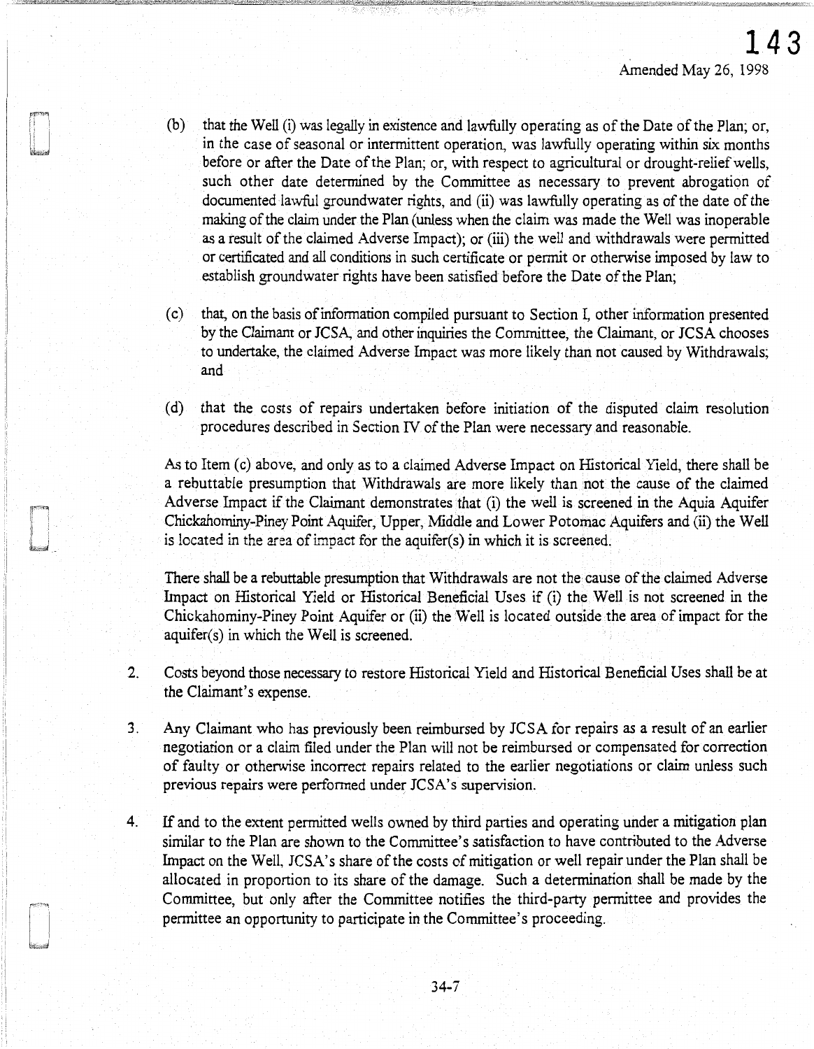Amended May 26, 1998

(b) that the Well (i) was legally in existence and lawfully operating as of the Date of the Plan; or, in the case of seasonal or intermittent operation, was lawfully operating within six months before or after the Date of the Plan; or, with respect to agricultural or drought-relief wells, such other date determined by the Committee as necessary to prevent abrogation of documented lawful groundwater rights, and (ii) was lawfully operating as of the date of the making of the claim under the Plan (unless when the claim was made the Well was inoperable as a result of the claimed Adverse Impact); or (iii) the well and withdrawals were permitted or certificated and all conditions in such certificate or permit or otherwise imposed by law to establish groundwater rights have been satisfied before the Date of the Plan;

(c) that, on the basis of information compiled pursuant to Section I, other information presented by the Claimant or JCSA, and other inquiries the Committee, the Claimant, or JCSA chooses to undertake, the claimed Adverse Impact was more likely than not caused by Withdrawals; and

(d) that the costs of repairs undertaken before initiation of the disputed claim resolution procedures described in Section IV of the Plan were necessary and reasonable.

As to Item (c) above, and only as to a claimed Adverse Impact on Historical Yield, there shall be a rebuttable presumption that Withdrawals are more likely than not the cause of the claimed Adverse Impact if the Claimant demonstrates that (i) the well is screened in the Aquia Aquifer Chickahominy-Piney Point Aquifer, Upper, Middle and Lower Potomac Aquifers and (ii) the Well is located in the area of impact for the aquifer(s) in which it is screened.

There shall be a rebuttable presumption that Withdrawals are not the cause of the claimed Adverse Impact on Historical Yield or Historical Beneficial Uses if (i) the Well is not screened in the Chickahominy-Piney Point Aquifer or (ii) the Well is located outside the area of impact for the aquifer(s) in which the Well is screened.

2. Costs beyond those necessary to restore Historical Yield and Historical Beneficial Uses shall be at the Claimant's expense.

3. Any Claimant who has previously been reimbursed by JCSA for repairs as a result of an earlier negotiation or a claim filed under the Plan will not be reimbursed or compensated for correction of faulty or otherwise incorrect repairs related to the earlier negotiations or claim unless such previous repairs were performed under JCSA's supervision.

4. If and to the extent permitted wells owned by third parties and operating under a mitigation plan similar to the Plan are shown to the Committee's satisfaction to have contributed to the Adverse Impact on the Well, JCSA's share of the costs of mitigation or well repair under the Plan shall be allocated in proportion to its share of the damage. Such a determination shall be made by the Committee, but only after the Committee notifies the third-party permittee and provides the permittee an opportunity to participate in the Committee's proceeding.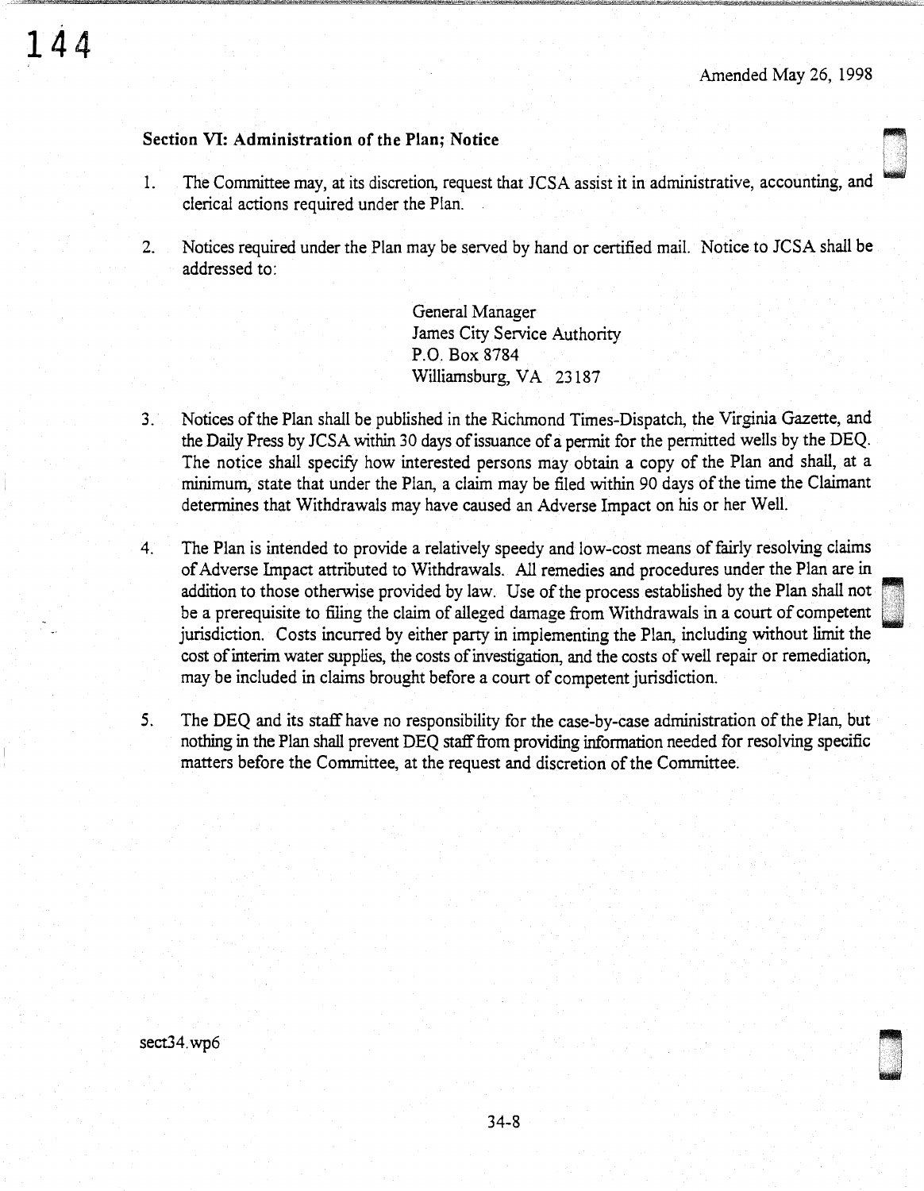Amended May 26, 1998

**Section VI: Administration of the Plan; Notice**

1. The Committee may, at its discretion, request that JCSA assist it in administrative, accounting, and clerical actions required under the Plan.

2. Notices required under the Plan may be served by hand or certified mail. Notice to JCSA shall be addressed to:

   General Manager
   James City Service Authority
   P.O. Box 8784
   Williamsburg, VA 23187

3. Notices of the Plan shall be published in the Richmond Times-Dispatch, the Virginia Gazette, and the Daily Press by JCSA within 30 days of issuance of a permit for the permitted wells by the DEQ. The notice shall specify how interested persons may obtain a copy of the Plan and shall, at a minimum, state that under the Plan, a claim may be filed within 90 days of the time the Claimant determines that Withdrawals may have caused an Adverse Impact on his or her Well.

4. The Plan is intended to provide a relatively speedy and low-cost means of fairly resolving claims of Adverse Impact attributed to Withdrawals. All remedies and procedures under the Plan are in addition to those otherwise provided by law. Use of the process established by the Plan shall not be a prerequisite to filing the claim of alleged damage from Withdrawals in a court of competent jurisdiction. Costs incurred by either party in implementing the Plan, including without limit the cost of interim water supplies, the costs of investigation, and the costs of well repair or remediation, may be included in claims brought before a court of competent jurisdiction.

5. The DEQ and its staff have no responsibility for the case-by-case administration of the Plan, but nothing in the Plan shall prevent DEQ staff from providing information needed for resolving specific matters before the Committee, at the request and discretion of the Committee.

sect34.wp6